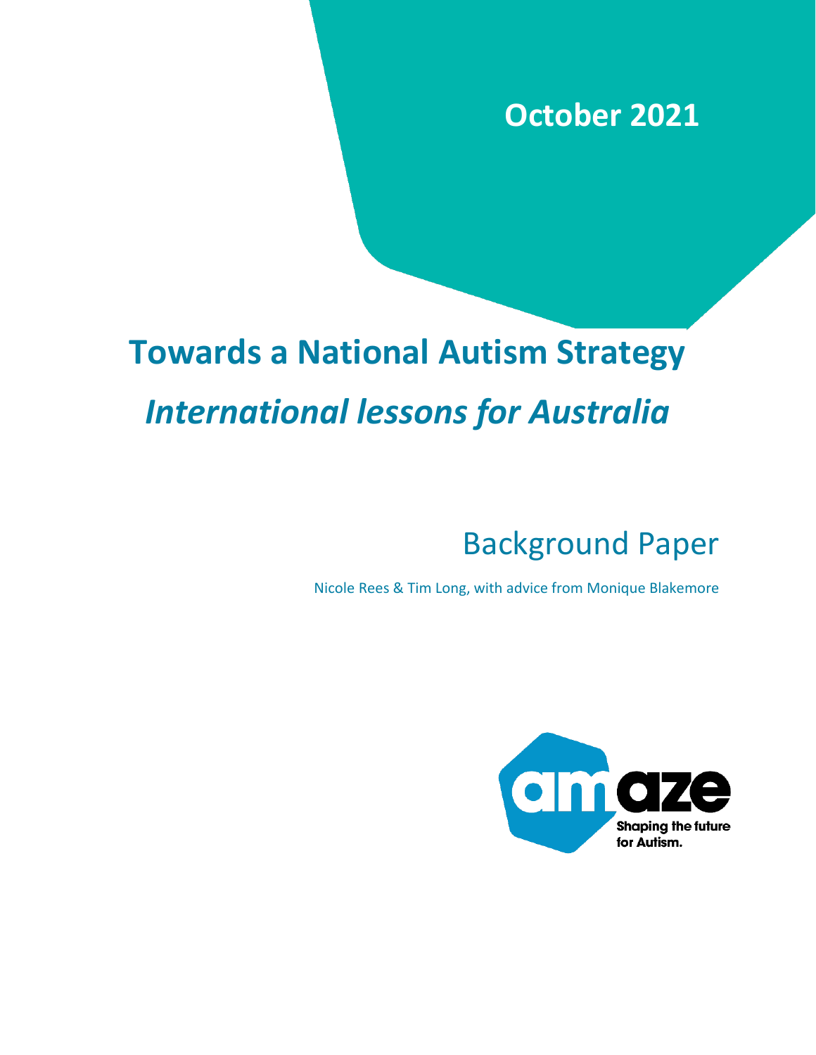October 2021

# Towards a National Autism Strategy

## *International lessons for Australia*

Background Paper

Nicole Rees & Tim Long, with advice from Monique Blakemore

amaze

Shaping the future for Autism.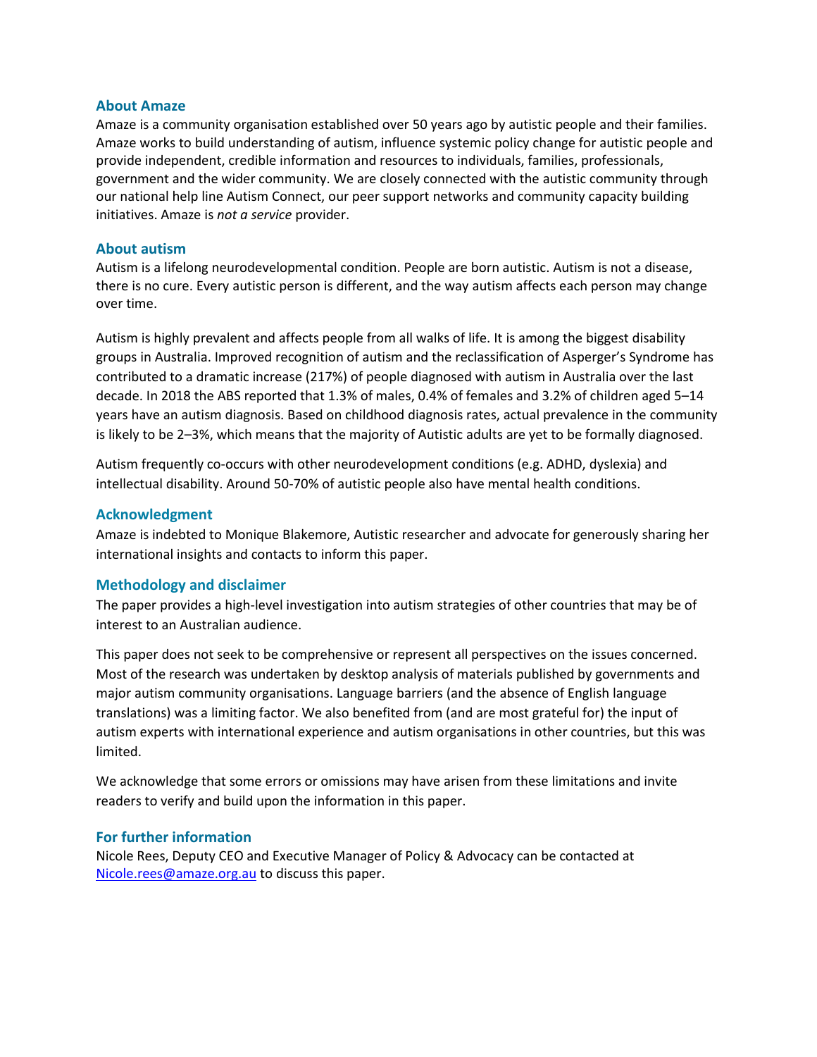## About Amaze

Amaze is a community organisation established over 50 years ago by autistic people and their families. Amaze works to build understanding of autism, influence systemic policy change for autistic people and provide independent, credible information and resources to individuals, families, professionals, government and the wider community. We are closely connected with the autistic community through our national help line Autism Connect, our peer support networks and community capacity building initiatives. Amaze is *not a service* provider.

## About autism

Autism is a lifelong neurodevelopmental condition. People are born autistic. Autism is not a disease, there is no cure. Every autistic person is different, and the way autism affects each person may change over time.

Autism is highly prevalent and affects people from all walks of life. It is among the biggest disability groups in Australia. Improved recognition of autism and the reclassification of Asperger's Syndrome has contributed to a dramatic increase (217%) of people diagnosed with autism in Australia over the last decade. In 2018 the ABS reported that 1.3% of males, 0.4% of females and 3.2% of children aged 5–14 years have an autism diagnosis. Based on childhood diagnosis rates, actual prevalence in the community is likely to be 2–3%, which means that the majority of Autistic adults are yet to be formally diagnosed.

Autism frequently co-occurs with other neurodevelopment conditions (e.g. ADHD, dyslexia) and intellectual disability. Around 50-70% of autistic people also have mental health conditions.

## Acknowledgment

Amaze is indebted to Monique Blakemore, Autistic researcher and advocate for generously sharing her international insights and contacts to inform this paper.

## Methodology and disclaimer

The paper provides a high-level investigation into autism strategies of other countries that may be of interest to an Australian audience.

This paper does not seek to be comprehensive or represent all perspectives on the issues concerned. Most of the research was undertaken by desktop analysis of materials published by governments and major autism community organisations. Language barriers (and the absence of English language translations) was a limiting factor. We also benefited from (and are most grateful for) the input of autism experts with international experience and autism organisations in other countries, but this was limited.

We acknowledge that some errors or omissions may have arisen from these limitations and invite readers to verify and build upon the information in this paper.

## For further information

Nicole Rees, Deputy CEO and Executive Manager of Policy & Advocacy can be contacted at [Nicole.rees@amaze.org.au](mailto:Nicole.rees@amaze.org.au) to discuss this paper.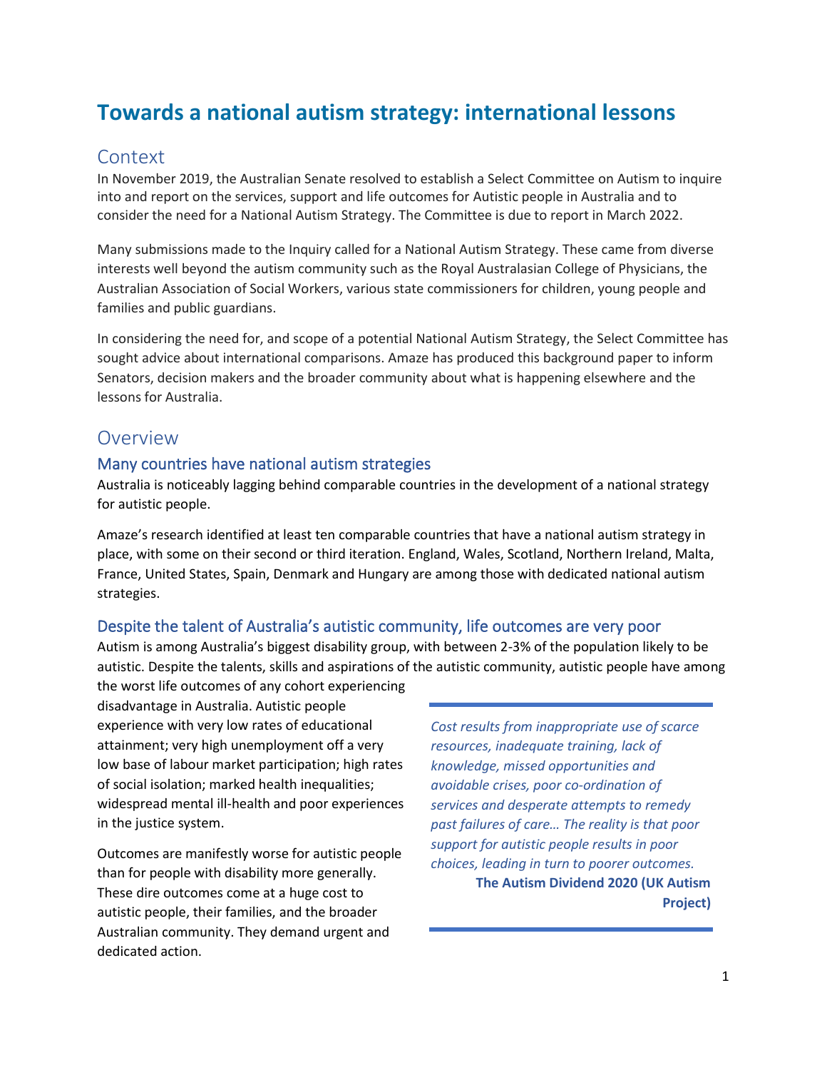# Towards a national autism strategy: international lessons

## Context

In November 2019, the Australian Senate resolved to establish a Select Committee on Autism to inquire into and report on the services, support and life outcomes for Autistic people in Australia and to consider the need for a National Autism Strategy. The Committee is due to report in March 2022.

Many submissions made to the Inquiry called for a National Autism Strategy. These came from diverse interests well beyond the autism community such as the Royal Australasian College of Physicians, the Australian Association of Social Workers, various state commissioners for children, young people and families and public guardians.

In considering the need for, and scope of a potential National Autism Strategy, the Select Committee has sought advice about international comparisons. Amaze has produced this background paper to inform Senators, decision makers and the broader community about what is happening elsewhere and the lessons for Australia.

## Overview

### Many countries have national autism strategies

Australia is noticeably lagging behind comparable countries in the development of a national strategy for autistic people.

Amaze's research identified at least ten comparable countries that have a national autism strategy in place, with some on their second or third iteration. England, Wales, Scotland, Northern Ireland, Malta, France, United States, Spain, Denmark and Hungary are among those with dedicated national autism strategies.

### Despite the talent of Australia's autistic community, life outcomes are very poor

Autism is among Australia's biggest disability group, with between 2-3% of the population likely to be autistic. Despite the talents, skills and aspirations of the autistic community, autistic people have among the worst life outcomes of any cohort experiencing disadvantage in Australia. Autistic people experience with very low rates of educational attainment; very high unemployment off a very low base of labour market participation; high rates of social isolation; marked health inequalities; widespread mental ill-health and poor experiences in the justice system.

Outcomes are manifestly worse for autistic people than for people with disability more generally. These dire outcomes come at a huge cost to autistic people, their families, and the broader Australian community. They demand urgent and dedicated action.

> *Cost results from inappropriate use of scarce resources, inadequate training, lack of knowledge, missed opportunities and avoidable crises, poor co-ordination of services and desperate attempts to remedy past failures of care… The reality is that poor support for autistic people results in poor choices, leading in turn to poorer outcomes.*
>
> **The Autism Dividend 2020 (UK Autism Project)**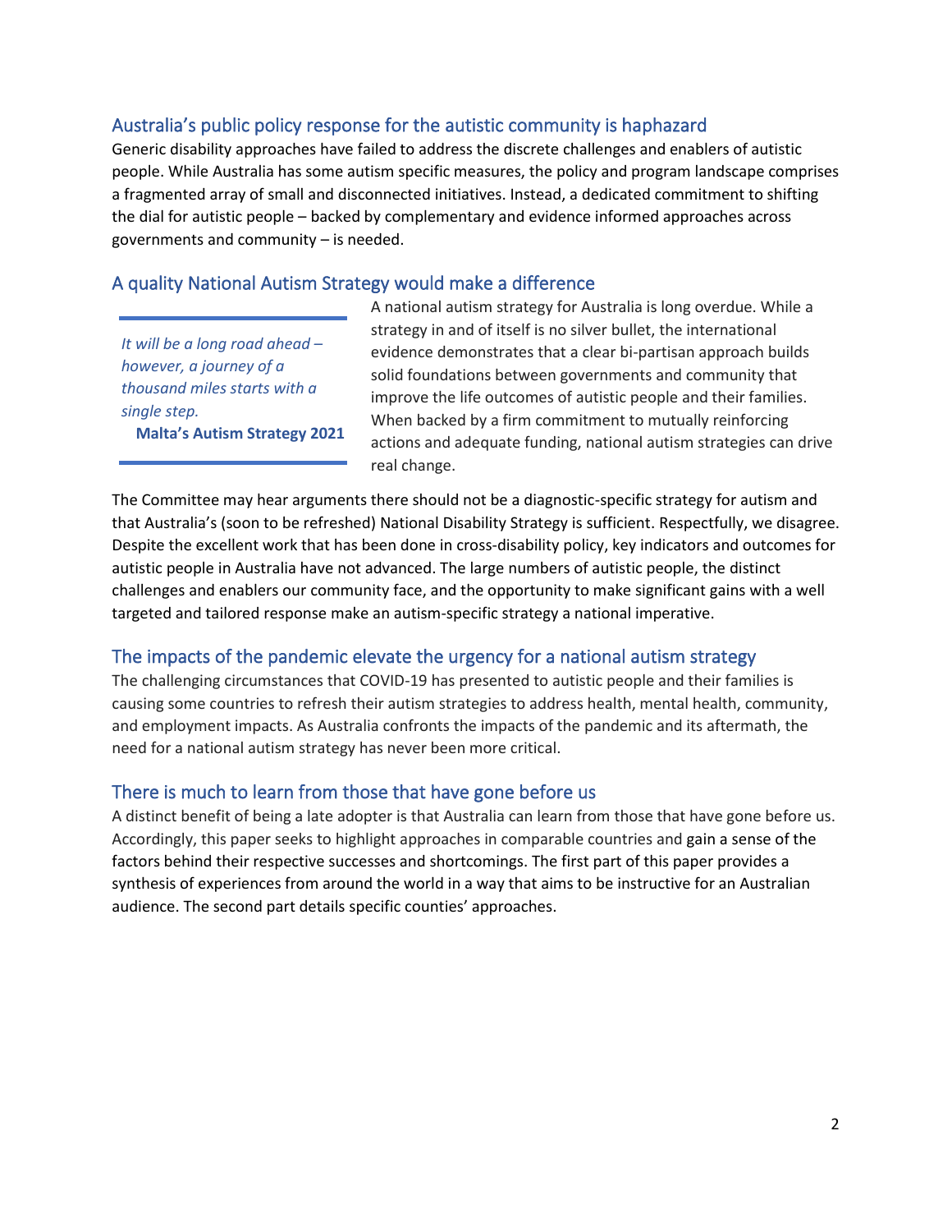## Australia's public policy response for the autistic community is haphazard

Generic disability approaches have failed to address the discrete challenges and enablers of autistic people. While Australia has some autism specific measures, the policy and program landscape comprises a fragmented array of small and disconnected initiatives. Instead, a dedicated commitment to shifting the dial for autistic people – backed by complementary and evidence informed approaches across governments and community – is needed.

## A quality National Autism Strategy would make a difference

> *It will be a long road ahead – however, a journey of a thousand miles starts with a single step.*
>
> **Malta's Autism Strategy 2021**

A national autism strategy for Australia is long overdue. While a strategy in and of itself is no silver bullet, the international evidence demonstrates that a clear bi-partisan approach builds solid foundations between governments and community that improve the life outcomes of autistic people and their families. When backed by a firm commitment to mutually reinforcing actions and adequate funding, national autism strategies can drive real change.

The Committee may hear arguments there should not be a diagnostic-specific strategy for autism and that Australia's (soon to be refreshed) National Disability Strategy is sufficient. Respectfully, we disagree. Despite the excellent work that has been done in cross-disability policy, key indicators and outcomes for autistic people in Australia have not advanced. The large numbers of autistic people, the distinct challenges and enablers our community face, and the opportunity to make significant gains with a well targeted and tailored response make an autism-specific strategy a national imperative.

## The impacts of the pandemic elevate the urgency for a national autism strategy

The challenging circumstances that COVID-19 has presented to autistic people and their families is causing some countries to refresh their autism strategies to address health, mental health, community, and employment impacts. As Australia confronts the impacts of the pandemic and its aftermath, the need for a national autism strategy has never been more critical.

## There is much to learn from those that have gone before us

A distinct benefit of being a late adopter is that Australia can learn from those that have gone before us. Accordingly, this paper seeks to highlight approaches in comparable countries and gain a sense of the factors behind their respective successes and shortcomings. The first part of this paper provides a synthesis of experiences from around the world in a way that aims to be instructive for an Australian audience. The second part details specific counties' approaches.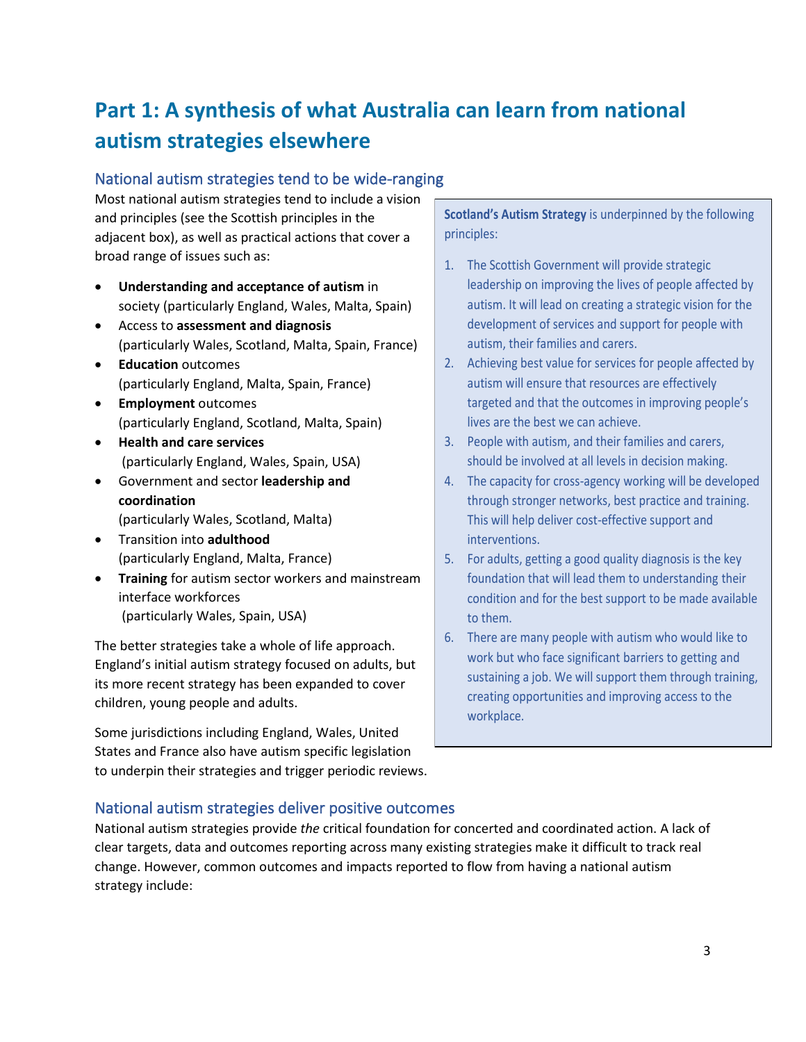# Part 1: A synthesis of what Australia can learn from national autism strategies elsewhere

## National autism strategies tend to be wide-ranging

Most national autism strategies tend to include a vision and principles (see the Scottish principles in the adjacent box), as well as practical actions that cover a broad range of issues such as:

- **Understanding and acceptance of autism** in society (particularly England, Wales, Malta, Spain)
- Access to **assessment and diagnosis** (particularly Wales, Scotland, Malta, Spain, France)
- **Education** outcomes (particularly England, Malta, Spain, France)
- **Employment** outcomes (particularly England, Scotland, Malta, Spain)
- **Health and care services** (particularly England, Wales, Spain, USA)
- Government and sector **leadership and coordination** (particularly Wales, Scotland, Malta)
- Transition into **adulthood** (particularly England, Malta, France)
- **Training** for autism sector workers and mainstream interface workforces (particularly Wales, Spain, USA)

The better strategies take a whole of life approach. England's initial autism strategy focused on adults, but its more recent strategy has been expanded to cover children, young people and adults.

Some jurisdictions including England, Wales, United States and France also have autism specific legislation to underpin their strategies and trigger periodic reviews.

> **Scotland's Autism Strategy** is underpinned by the following principles:
>
> 1. The Scottish Government will provide strategic leadership on improving the lives of people affected by autism. It will lead on creating a strategic vision for the development of services and support for people with autism, their families and carers.
> 2. Achieving best value for services for people affected by autism will ensure that resources are effectively targeted and that the outcomes in improving people's lives are the best we can achieve.
> 3. People with autism, and their families and carers, should be involved at all levels in decision making.
> 4. The capacity for cross-agency working will be developed through stronger networks, best practice and training. This will help deliver cost-effective support and interventions.
> 5. For adults, getting a good quality diagnosis is the key foundation that will lead them to understanding their condition and for the best support to be made available to them.
> 6. There are many people with autism who would like to work but who face significant barriers to getting and sustaining a job. We will support them through training, creating opportunities and improving access to the workplace.

## National autism strategies deliver positive outcomes

National autism strategies provide *the* critical foundation for concerted and coordinated action. A lack of clear targets, data and outcomes reporting across many existing strategies make it difficult to track real change. However, common outcomes and impacts reported to flow from having a national autism strategy include: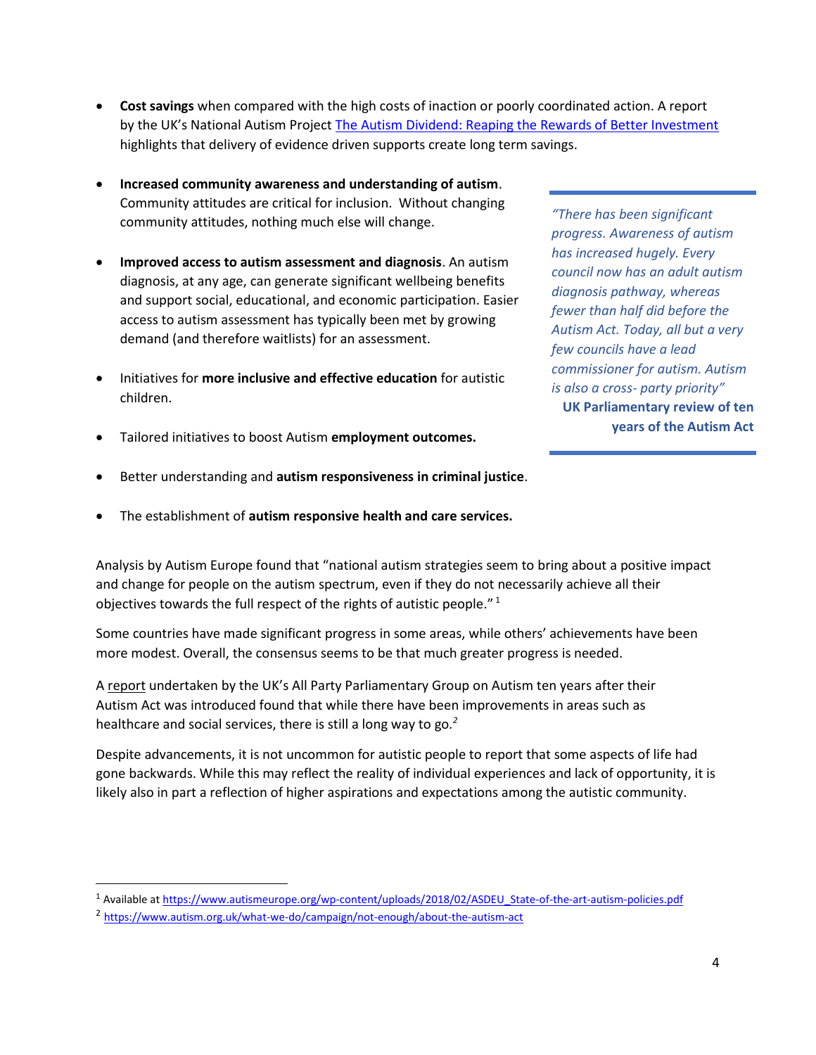- **Cost savings** when compared with the high costs of inaction or poorly coordinated action. A report by the UK's National Autism Project [The Autism Dividend: Reaping the Rewards of Better Investment](#) highlights that delivery of evidence driven supports create long term savings.

- **Increased community awareness and understanding of autism**. Community attitudes are critical for inclusion. Without changing community attitudes, nothing much else will change.

- **Improved access to autism assessment and diagnosis**. An autism diagnosis, at any age, can generate significant wellbeing benefits and support social, educational, and economic participation. Easier access to autism assessment has typically been met by growing demand (and therefore waitlists) for an assessment.

- Initiatives for **more inclusive and effective education** for autistic children.

- Tailored initiatives to boost Autism **employment outcomes.**

- Better understanding and **autism responsiveness in criminal justice**.

- The establishment of **autism responsive health and care services.**

> *"There has been significant progress. Awareness of autism has increased hugely. Every council now has an adult autism diagnosis pathway, whereas fewer than half did before the Autism Act. Today, all but a very few councils have a lead commissioner for autism. Autism is also a cross- party priority"*
>
> **UK Parliamentary review of ten years of the Autism Act**

Analysis by Autism Europe found that "national autism strategies seem to bring about a positive impact and change for people on the autism spectrum, even if they do not necessarily achieve all their objectives towards the full respect of the rights of autistic people." [1]

Some countries have made significant progress in some areas, while others' achievements have been more modest. Overall, the consensus seems to be that much greater progress is needed.

A report undertaken by the UK's All Party Parliamentary Group on Autism ten years after their Autism Act was introduced found that while there have been improvements in areas such as healthcare and social services, there is still a long way to go.[2]

Despite advancements, it is not uncommon for autistic people to report that some aspects of life had gone backwards. While this may reflect the reality of individual experiences and lack of opportunity, it is likely also in part a reflection of higher aspirations and expectations among the autistic community.

---

[1] Available at https://www.autismeurope.org/wp-content/uploads/2018/02/ASDEU_State-of-the-art-autism-policies.pdf

[2] https://www.autism.org.uk/what-we-do/campaign/not-enough/about-the-autism-act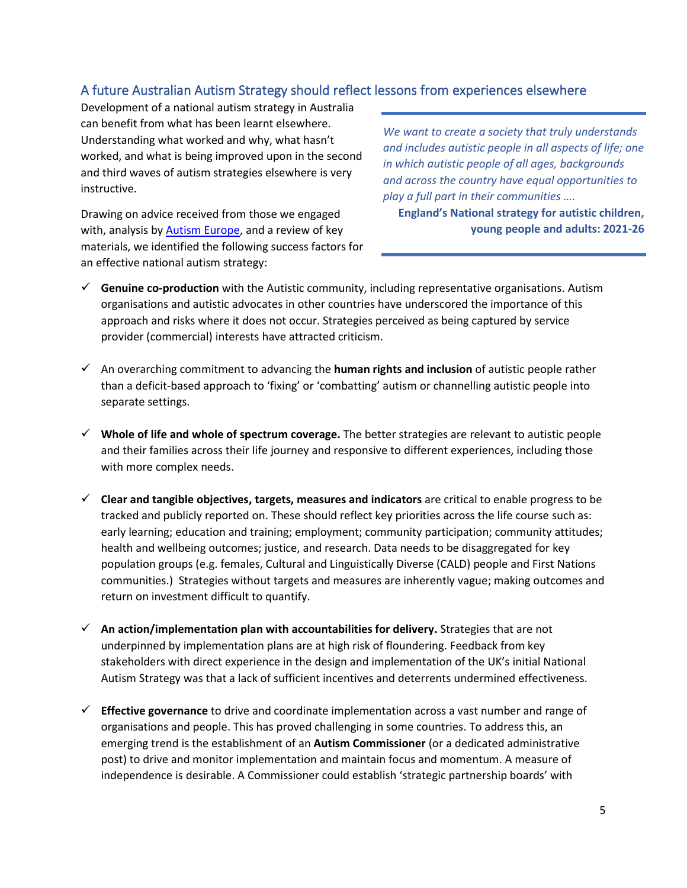## A future Australian Autism Strategy should reflect lessons from experiences elsewhere

Development of a national autism strategy in Australia can benefit from what has been learnt elsewhere. Understanding what worked and why, what hasn't worked, and what is being improved upon in the second and third waves of autism strategies elsewhere is very instructive.

> *We want to create a society that truly understands and includes autistic people in all aspects of life; one in which autistic people of all ages, backgrounds and across the country have equal opportunities to play a full part in their communities ….*
>
> **England's National strategy for autistic children, young people and adults: 2021-26**

Drawing on advice received from those we engaged with, analysis by Autism Europe, and a review of key materials, we identified the following success factors for an effective national autism strategy:

- ✓ **Genuine co-production** with the Autistic community, including representative organisations. Autism organisations and autistic advocates in other countries have underscored the importance of this approach and risks where it does not occur. Strategies perceived as being captured by service provider (commercial) interests have attracted criticism.
- ✓ An overarching commitment to advancing the **human rights and inclusion** of autistic people rather than a deficit-based approach to 'fixing' or 'combatting' autism or channelling autistic people into separate settings.
- ✓ **Whole of life and whole of spectrum coverage.** The better strategies are relevant to autistic people and their families across their life journey and responsive to different experiences, including those with more complex needs.
- ✓ **Clear and tangible objectives, targets, measures and indicators** are critical to enable progress to be tracked and publicly reported on. These should reflect key priorities across the life course such as: early learning; education and training; employment; community participation; community attitudes; health and wellbeing outcomes; justice, and research. Data needs to be disaggregated for key population groups (e.g. females, Cultural and Linguistically Diverse (CALD) people and First Nations communities.) Strategies without targets and measures are inherently vague; making outcomes and return on investment difficult to quantify.
- ✓ **An action/implementation plan with accountabilities for delivery.** Strategies that are not underpinned by implementation plans are at high risk of floundering. Feedback from key stakeholders with direct experience in the design and implementation of the UK's initial National Autism Strategy was that a lack of sufficient incentives and deterrents undermined effectiveness.
- ✓ **Effective governance** to drive and coordinate implementation across a vast number and range of organisations and people. This has proved challenging in some countries. To address this, an emerging trend is the establishment of an **Autism Commissioner** (or a dedicated administrative post) to drive and monitor implementation and maintain focus and momentum. A measure of independence is desirable. A Commissioner could establish 'strategic partnership boards' with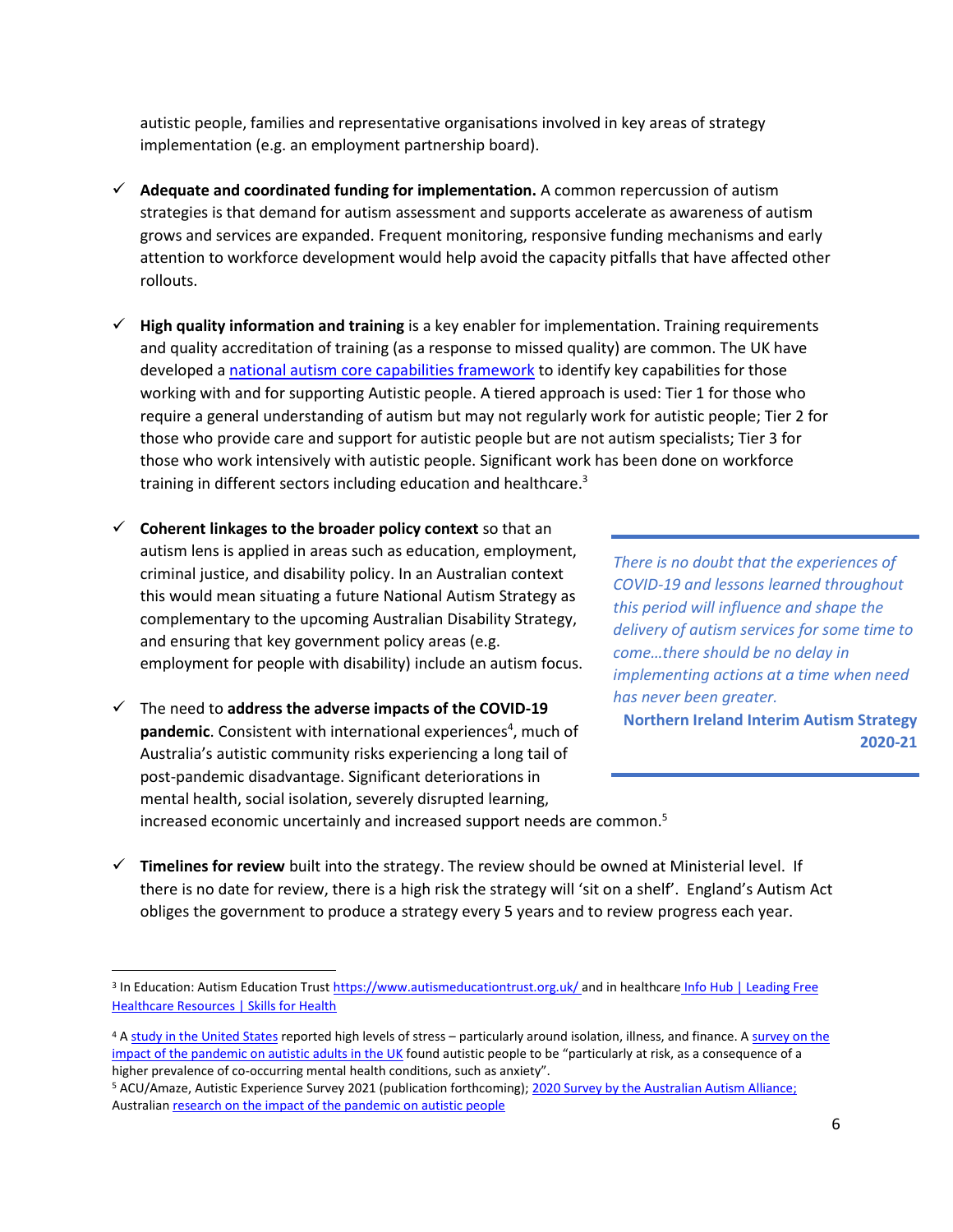autistic people, families and representative organisations involved in key areas of strategy implementation (e.g. an employment partnership board).

- ✓ **Adequate and coordinated funding for implementation.** A common repercussion of autism strategies is that demand for autism assessment and supports accelerate as awareness of autism grows and services are expanded. Frequent monitoring, responsive funding mechanisms and early attention to workforce development would help avoid the capacity pitfalls that have affected other rollouts.

- ✓ **High quality information and training** is a key enabler for implementation. Training requirements and quality accreditation of training (as a response to missed quality) are common. The UK have developed a [national autism core capabilities framework] to identify key capabilities for those working with and for supporting Autistic people. A tiered approach is used: Tier 1 for those who require a general understanding of autism but may not regularly work for autistic people; Tier 2 for those who provide care and support for autistic people but are not autism specialists; Tier 3 for those who work intensively with autistic people. Significant work has been done on workforce training in different sectors including education and healthcare.[3]

- ✓ **Coherent linkages to the broader policy context** so that an autism lens is applied in areas such as education, employment, criminal justice, and disability policy. In an Australian context this would mean situating a future National Autism Strategy as complementary to the upcoming Australian Disability Strategy, and ensuring that key government policy areas (e.g. employment for people with disability) include an autism focus.

- ✓ The need to **address the adverse impacts of the COVID-19 pandemic**. Consistent with international experiences[4], much of Australia's autistic community risks experiencing a long tail of post-pandemic disadvantage. Significant deteriorations in mental health, social isolation, severely disrupted learning, increased economic uncertainly and increased support needs are common.[5]

> *There is no doubt that the experiences of COVID-19 and lessons learned throughout this period will influence and shape the delivery of autism services for some time to come…there should be no delay in implementing actions at a time when need has never been greater.*
>
> **Northern Ireland Interim Autism Strategy 2020-21**

- ✓ **Timelines for review** built into the strategy. The review should be owned at Ministerial level. If there is no date for review, there is a high risk the strategy will 'sit on a shelf'. England's Autism Act obliges the government to produce a strategy every 5 years and to review progress each year.

---

[3] In Education: Autism Education Trust https://www.autismeducationtrust.org.uk/ and in healthcare Info Hub | Leading Free Healthcare Resources | Skills for Health

[4] A study in the United States reported high levels of stress – particularly around isolation, illness, and finance. A survey on the impact of the pandemic on autistic adults in the UK found autistic people to be "particularly at risk, as a consequence of a higher prevalence of co-occurring mental health conditions, such as anxiety".

[5] ACU/Amaze, Autistic Experience Survey 2021 (publication forthcoming); 2020 Survey by the Australian Autism Alliance; Australian research on the impact of the pandemic on autistic people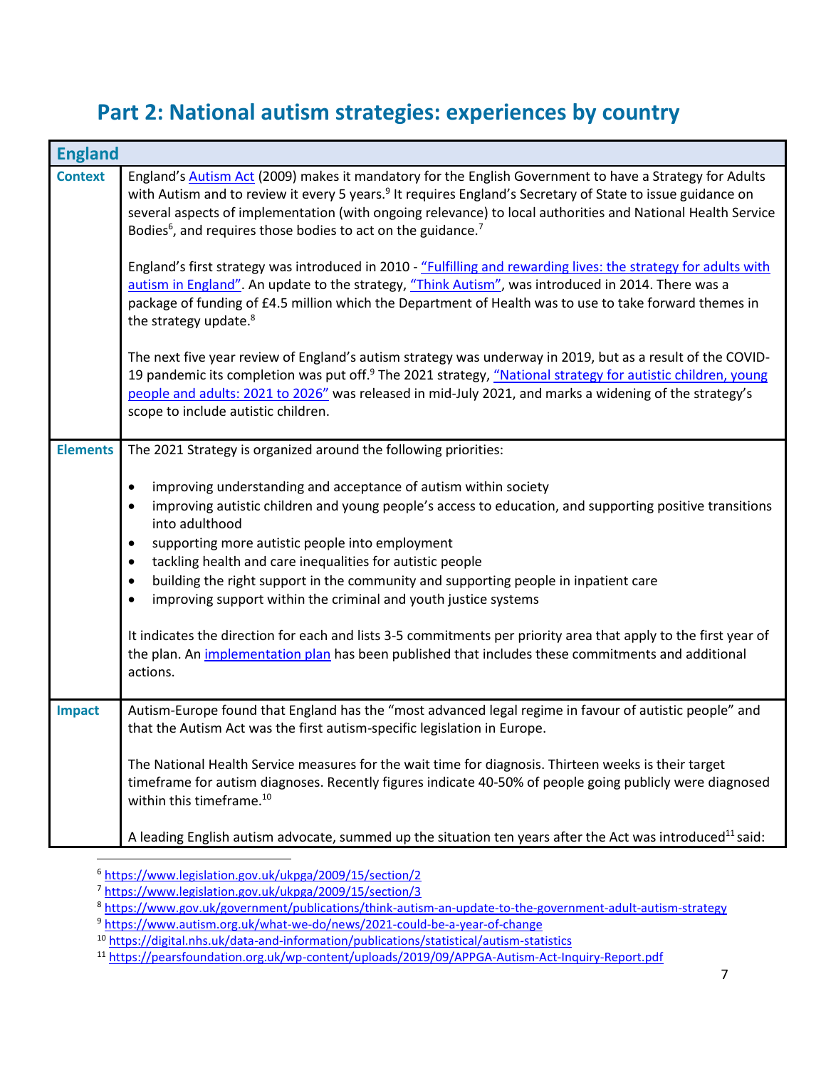# Part 2: National autism strategies: experiences by country

| England | |
|---|---|
| **Context** | England's Autism Act (2009) makes it mandatory for the English Government to have a Strategy for Adults with Autism and to review it every 5 years.[9] It requires England's Secretary of State to issue guidance on several aspects of implementation (with ongoing relevance) to local authorities and National Health Service Bodies[6], and requires those bodies to act on the guidance.[7]<br><br>England's first strategy was introduced in 2010 - "Fulfilling and rewarding lives: the strategy for adults with autism in England". An update to the strategy, "Think Autism", was introduced in 2014. There was a package of funding of £4.5 million which the Department of Health was to use to take forward themes in the strategy update.[8]<br><br>The next five year review of England's autism strategy was underway in 2019, but as a result of the COVID-19 pandemic its completion was put off.[9] The 2021 strategy, "National strategy for autistic children, young people and adults: 2021 to 2026" was released in mid-July 2021, and marks a widening of the strategy's scope to include autistic children. |
| **Elements** | The 2021 Strategy is organized around the following priorities:<br><br>• improving understanding and acceptance of autism within society<br>• improving autistic children and young people's access to education, and supporting positive transitions into adulthood<br>• supporting more autistic people into employment<br>• tackling health and care inequalities for autistic people<br>• building the right support in the community and supporting people in inpatient care<br>• improving support within the criminal and youth justice systems<br><br>It indicates the direction for each and lists 3-5 commitments per priority area that apply to the first year of the plan. An implementation plan has been published that includes these commitments and additional actions. |
| **Impact** | Autism-Europe found that England has the "most advanced legal regime in favour of autistic people" and that the Autism Act was the first autism-specific legislation in Europe.<br><br>The National Health Service measures for the wait time for diagnosis. Thirteen weeks is their target timeframe for autism diagnoses. Recently figures indicate 40-50% of people going publicly were diagnosed within this timeframe.[10]<br><br>A leading English autism advocate, summed up the situation ten years after the Act was introduced[11] said: |

[6] https://www.legislation.gov.uk/ukpga/2009/15/section/2
[7] https://www.legislation.gov.uk/ukpga/2009/15/section/3
[8] https://www.gov.uk/government/publications/think-autism-an-update-to-the-government-adult-autism-strategy
[9] https://www.autism.org.uk/what-we-do/news/2021-could-be-a-year-of-change
[10] https://digital.nhs.uk/data-and-information/publications/statistical/autism-statistics
[11] https://pearsfoundation.org.uk/wp-content/uploads/2019/09/APPGA-Autism-Act-Inquiry-Report.pdf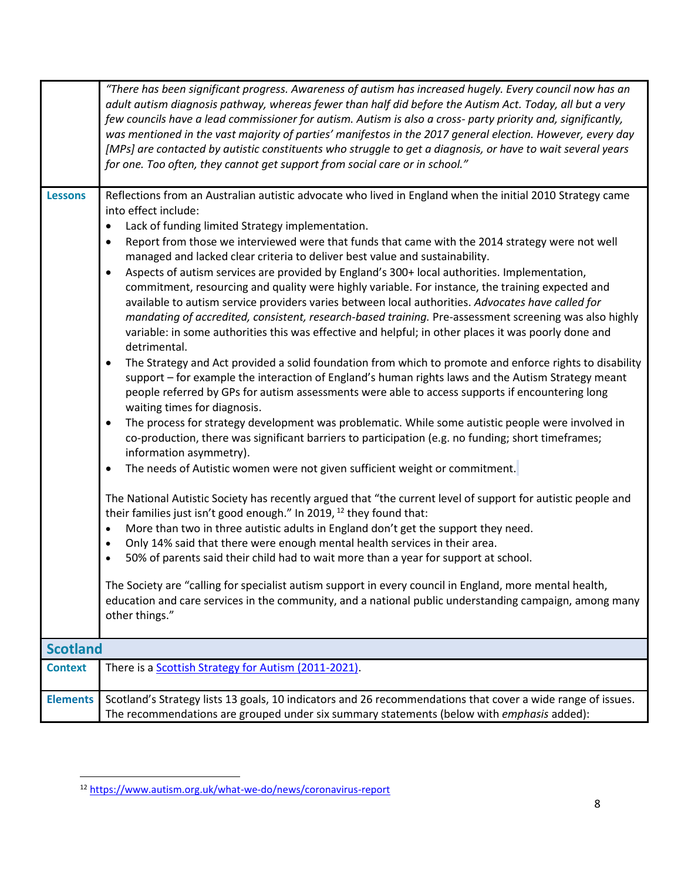| | |
|---|---|
| | *"There has been significant progress. Awareness of autism has increased hugely. Every council now has an adult autism diagnosis pathway, whereas fewer than half did before the Autism Act. Today, all but a very few councils have a lead commissioner for autism. Autism is also a cross- party priority and, significantly, was mentioned in the vast majority of parties' manifestos in the 2017 general election. However, every day [MPs] are contacted by autistic constituents who struggle to get a diagnosis, or have to wait several years for one. Too often, they cannot get support from social care or in school."* |
| **Lessons** | Reflections from an Australian autistic advocate who lived in England when the initial 2010 Strategy came into effect include:<br>• Lack of funding limited Strategy implementation.<br>• Report from those we interviewed were that funds that came with the 2014 strategy were not well managed and lacked clear criteria to deliver best value and sustainability.<br>• Aspects of autism services are provided by England's 300+ local authorities. Implementation, commitment, resourcing and quality were highly variable. For instance, the training expected and available to autism service providers varies between local authorities. *Advocates have called for mandating of accredited, consistent, research-based training.* Pre-assessment screening was also highly variable: in some authorities this was effective and helpful; in other places it was poorly done and detrimental.<br>• The Strategy and Act provided a solid foundation from which to promote and enforce rights to disability support – for example the interaction of England's human rights laws and the Autism Strategy meant people referred by GPs for autism assessments were able to access supports if encountering long waiting times for diagnosis.<br>• The process for strategy development was problematic. While some autistic people were involved in co-production, there was significant barriers to participation (e.g. no funding; short timeframes; information asymmetry).<br>• The needs of Autistic women were not given sufficient weight or commitment.<br><br>The National Autistic Society has recently argued that "the current level of support for autistic people and their families just isn't good enough." In 2019, [12] they found that:<br>• More than two in three autistic adults in England don't get the support they need.<br>• Only 14% said that there were enough mental health services in their area.<br>• 50% of parents said their child had to wait more than a year for support at school.<br><br>The Society are "calling for specialist autism support in every council in England, more mental health, education and care services in the community, and a national public understanding campaign, among many other things." |
| **Scotland** | |
| **Context** | There is a [Scottish Strategy for Autism (2011-2021)](). |
| **Elements** | Scotland's Strategy lists 13 goals, 10 indicators and 26 recommendations that cover a wide range of issues. The recommendations are grouped under six summary statements (below with *emphasis* added): |

[12] https://www.autism.org.uk/what-we-do/news/coronavirus-report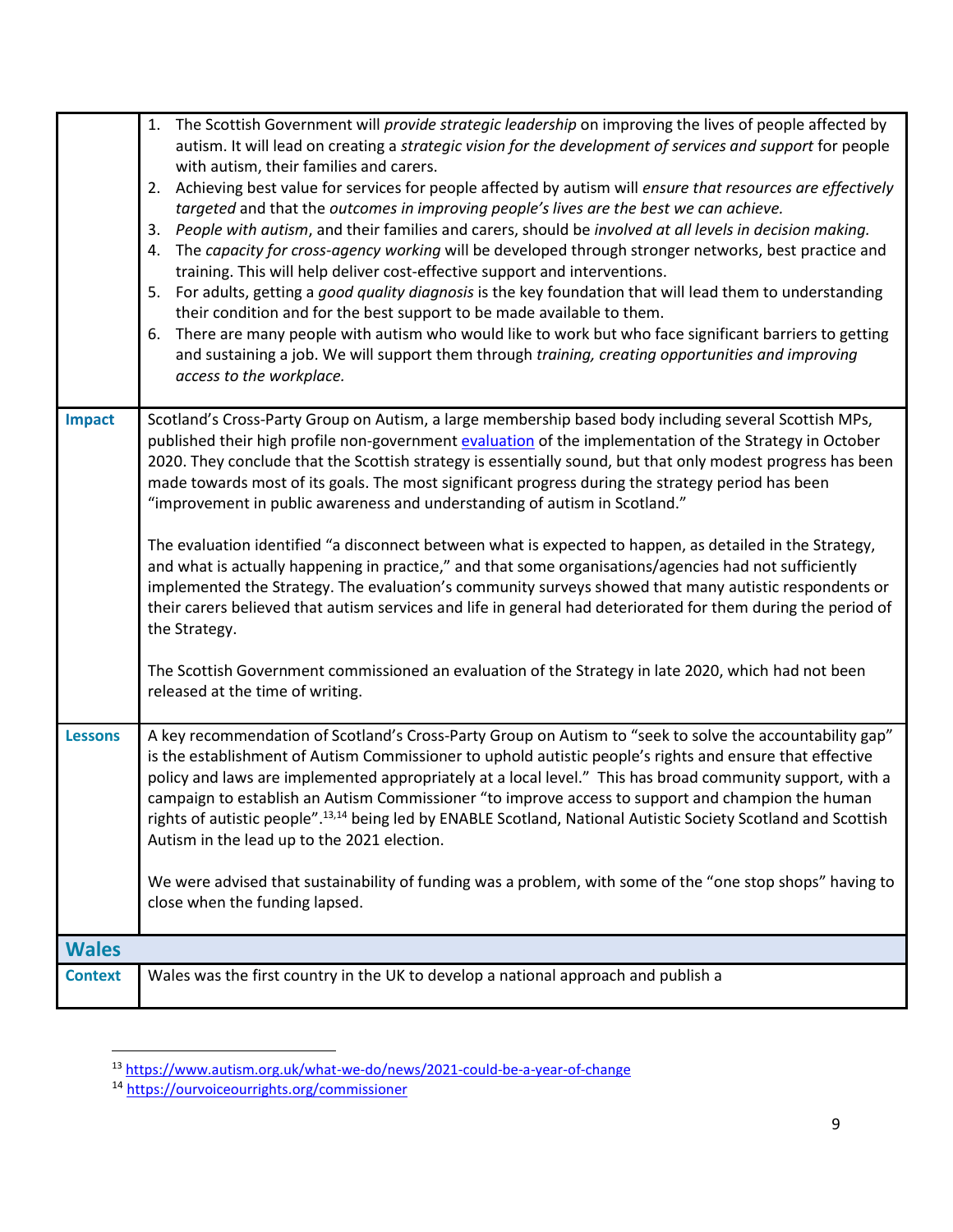| | |
|---|---|
| | 1. The Scottish Government will *provide strategic leadership* on improving the lives of people affected by autism. It will lead on creating a *strategic vision for the development of services and support* for people with autism, their families and carers.<br>2. Achieving best value for services for people affected by autism will *ensure that resources are effectively targeted* and that the *outcomes in improving people's lives are the best we can achieve.*<br>3. *People with autism*, and their families and carers, should be *involved at all levels in decision making.*<br>4. The *capacity for cross-agency working* will be developed through stronger networks, best practice and training. This will help deliver cost-effective support and interventions.<br>5. For adults, getting a *good quality diagnosis* is the key foundation that will lead them to understanding their condition and for the best support to be made available to them.<br>6. There are many people with autism who would like to work but who face significant barriers to getting and sustaining a job. We will support them through *training, creating opportunities and improving access to the workplace.* |
| **Impact** | Scotland's Cross-Party Group on Autism, a large membership based body including several Scottish MPs, published their high profile non-government evaluation of the implementation of the Strategy in October 2020. They conclude that the Scottish strategy is essentially sound, but that only modest progress has been made towards most of its goals. The most significant progress during the strategy period has been "improvement in public awareness and understanding of autism in Scotland."<br><br>The evaluation identified "a disconnect between what is expected to happen, as detailed in the Strategy, and what is actually happening in practice," and that some organisations/agencies had not sufficiently implemented the Strategy. The evaluation's community surveys showed that many autistic respondents or their carers believed that autism services and life in general had deteriorated for them during the period of the Strategy.<br><br>The Scottish Government commissioned an evaluation of the Strategy in late 2020, which had not been released at the time of writing. |
| **Lessons** | A key recommendation of Scotland's Cross-Party Group on Autism to "seek to solve the accountability gap" is the establishment of Autism Commissioner to uphold autistic people's rights and ensure that effective policy and laws are implemented appropriately at a local level." This has broad community support, with a campaign to establish an Autism Commissioner "to improve access to support and champion the human rights of autistic people".[13,14] being led by ENABLE Scotland, National Autistic Society Scotland and Scottish Autism in the lead up to the 2021 election.<br><br>We were advised that sustainability of funding was a problem, with some of the "one stop shops" having to close when the funding lapsed. |
| **Wales** | |
| **Context** | Wales was the first country in the UK to develop a national approach and publish a |

[13] https://www.autism.org.uk/what-we-do/news/2021-could-be-a-year-of-change

[14] https://ourvoiceourrights.org/commissioner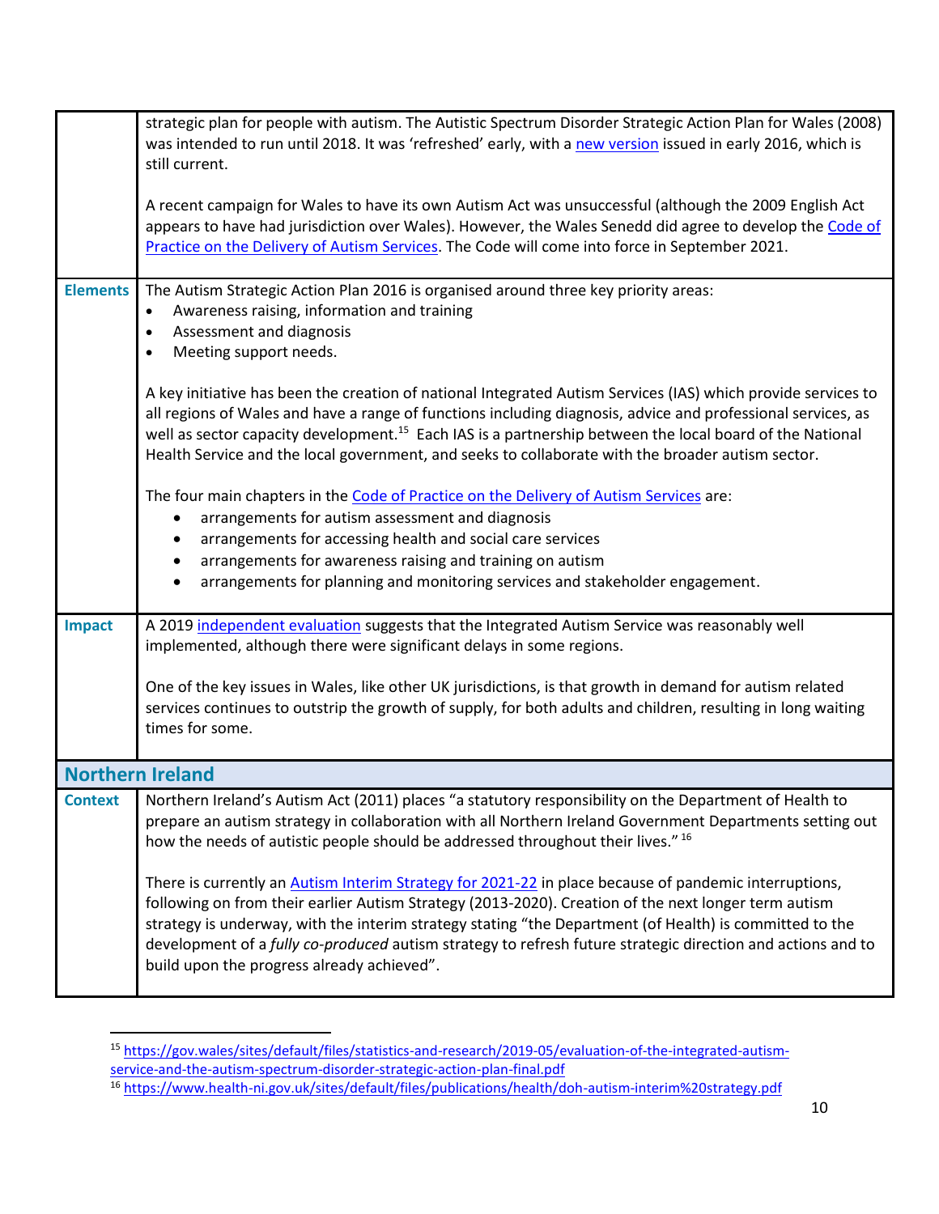| | |
|---|---|
| | strategic plan for people with autism. The Autistic Spectrum Disorder Strategic Action Plan for Wales (2008) was intended to run until 2018. It was 'refreshed' early, with a new version issued in early 2016, which is still current.<br><br>A recent campaign for Wales to have its own Autism Act was unsuccessful (although the 2009 English Act appears to have had jurisdiction over Wales). However, the Wales Senedd did agree to develop the Code of Practice on the Delivery of Autism Services. The Code will come into force in September 2021. |
| **Elements** | The Autism Strategic Action Plan 2016 is organised around three key priority areas:<br>• Awareness raising, information and training<br>• Assessment and diagnosis<br>• Meeting support needs.<br><br>A key initiative has been the creation of national Integrated Autism Services (IAS) which provide services to all regions of Wales and have a range of functions including diagnosis, advice and professional services, as well as sector capacity development.[15] Each IAS is a partnership between the local board of the National Health Service and the local government, and seeks to collaborate with the broader autism sector.<br><br>The four main chapters in the Code of Practice on the Delivery of Autism Services are:<br>• arrangements for autism assessment and diagnosis<br>• arrangements for accessing health and social care services<br>• arrangements for awareness raising and training on autism<br>• arrangements for planning and monitoring services and stakeholder engagement. |
| **Impact** | A 2019 independent evaluation suggests that the Integrated Autism Service was reasonably well implemented, although there were significant delays in some regions.<br><br>One of the key issues in Wales, like other UK jurisdictions, is that growth in demand for autism related services continues to outstrip the growth of supply, for both adults and children, resulting in long waiting times for some. |
| **Northern Ireland** | |
| **Context** | Northern Ireland's Autism Act (2011) places "a statutory responsibility on the Department of Health to prepare an autism strategy in collaboration with all Northern Ireland Government Departments setting out how the needs of autistic people should be addressed throughout their lives." [16]<br><br>There is currently an Autism Interim Strategy for 2021-22 in place because of pandemic interruptions, following on from their earlier Autism Strategy (2013-2020). Creation of the next longer term autism strategy is underway, with the interim strategy stating "the Department (of Health) is committed to the development of a *fully co-produced* autism strategy to refresh future strategic direction and actions and to build upon the progress already achieved". |

[15] https://gov.wales/sites/default/files/statistics-and-research/2019-05/evaluation-of-the-integrated-autism-service-and-the-autism-spectrum-disorder-strategic-action-plan-final.pdf

[16] https://www.health-ni.gov.uk/sites/default/files/publications/health/doh-autism-interim%20strategy.pdf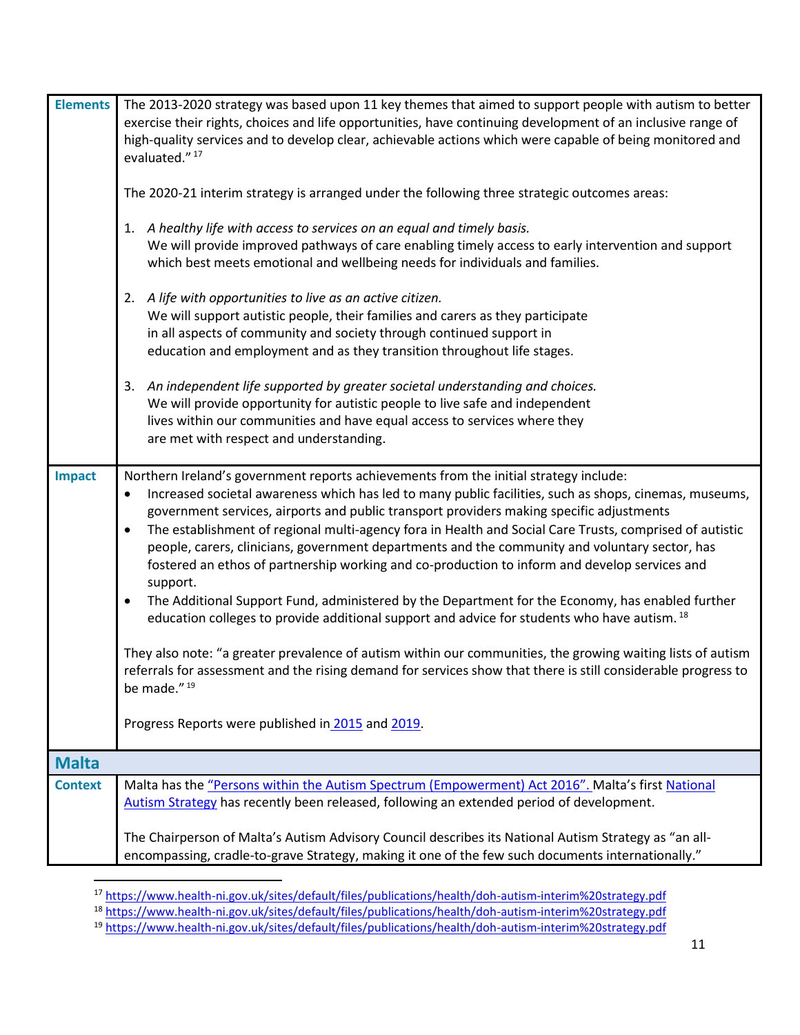| | |
|---|---|
| **Elements** | The 2013-2020 strategy was based upon 11 key themes that aimed to support people with autism to better exercise their rights, choices and life opportunities, have continuing development of an inclusive range of high-quality services and to develop clear, achievable actions which were capable of being monitored and evaluated."[17]<br><br>The 2020-21 interim strategy is arranged under the following three strategic outcomes areas:<br><br>1. *A healthy life with access to services on an equal and timely basis.* We will provide improved pathways of care enabling timely access to early intervention and support which best meets emotional and wellbeing needs for individuals and families.<br><br>2. *A life with opportunities to live as an active citizen.* We will support autistic people, their families and carers as they participate in all aspects of community and society through continued support in education and employment and as they transition throughout life stages.<br><br>3. *An independent life supported by greater societal understanding and choices.* We will provide opportunity for autistic people to live safe and independent lives within our communities and have equal access to services where they are met with respect and understanding. |
| **Impact** | Northern Ireland's government reports achievements from the initial strategy include:<br>• Increased societal awareness which has led to many public facilities, such as shops, cinemas, museums, government services, airports and public transport providers making specific adjustments<br>• The establishment of regional multi-agency fora in Health and Social Care Trusts, comprised of autistic people, carers, clinicians, government departments and the community and voluntary sector, has fostered an ethos of partnership working and co-production to inform and develop services and support.<br>• The Additional Support Fund, administered by the Department for the Economy, has enabled further education colleges to provide additional support and advice for students who have autism.[18]<br><br>They also note: "a greater prevalence of autism within our communities, the growing waiting lists of autism referrals for assessment and the rising demand for services show that there is still considerable progress to be made."[19]<br><br>Progress Reports were published in 2015 and 2019. |
| **Malta** | |
| **Context** | Malta has the "Persons within the Autism Spectrum (Empowerment) Act 2016". Malta's first National Autism Strategy has recently been released, following an extended period of development.<br><br>The Chairperson of Malta's Autism Advisory Council describes its National Autism Strategy as "an all-encompassing, cradle-to-grave Strategy, making it one of the few such documents internationally." |

[17] https://www.health-ni.gov.uk/sites/default/files/publications/health/doh-autism-interim%20strategy.pdf
[18] https://www.health-ni.gov.uk/sites/default/files/publications/health/doh-autism-interim%20strategy.pdf
[19] https://www.health-ni.gov.uk/sites/default/files/publications/health/doh-autism-interim%20strategy.pdf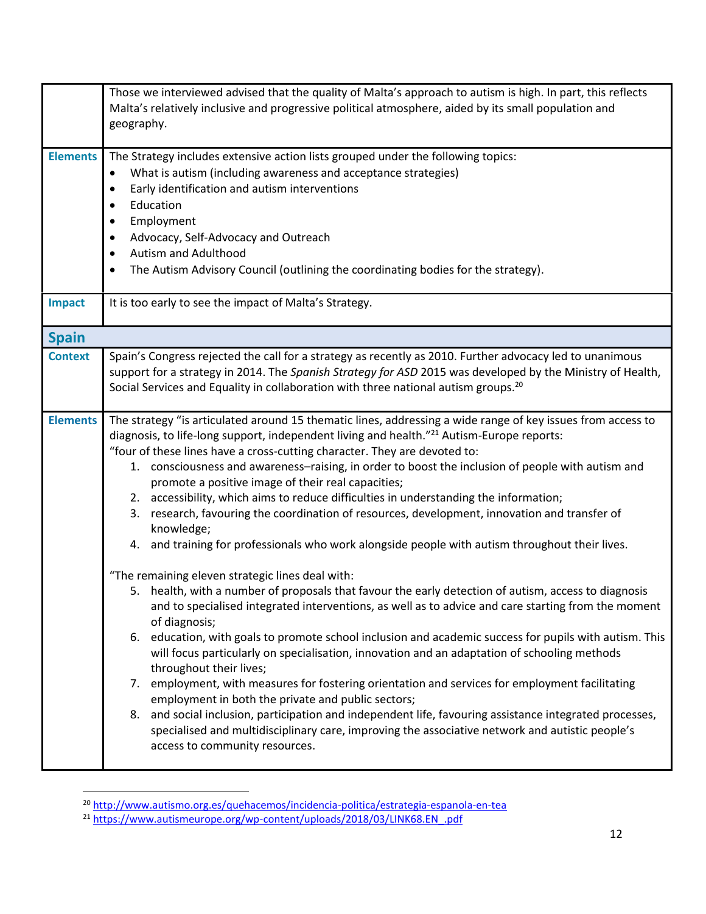| | |
|---|---|
| | Those we interviewed advised that the quality of Malta's approach to autism is high. In part, this reflects Malta's relatively inclusive and progressive political atmosphere, aided by its small population and geography. |
| **Elements** | The Strategy includes extensive action lists grouped under the following topics:<br>• What is autism (including awareness and acceptance strategies)<br>• Early identification and autism interventions<br>• Education<br>• Employment<br>• Advocacy, Self-Advocacy and Outreach<br>• Autism and Adulthood<br>• The Autism Advisory Council (outlining the coordinating bodies for the strategy). |
| **Impact** | It is too early to see the impact of Malta's Strategy. |
| **Spain** | |
| **Context** | Spain's Congress rejected the call for a strategy as recently as 2010. Further advocacy led to unanimous support for a strategy in 2014. The *Spanish Strategy for ASD* 2015 was developed by the Ministry of Health, Social Services and Equality in collaboration with three national autism groups.[20] |
| **Elements** | The strategy "is articulated around 15 thematic lines, addressing a wide range of key issues from access to diagnosis, to life-long support, independent living and health."[21] Autism-Europe reports:<br>"four of these lines have a cross-cutting character. They are devoted to:<br>1. consciousness and awareness–raising, in order to boost the inclusion of people with autism and promote a positive image of their real capacities;<br>2. accessibility, which aims to reduce difficulties in understanding the information;<br>3. research, favouring the coordination of resources, development, innovation and transfer of knowledge;<br>4. and training for professionals who work alongside people with autism throughout their lives.<br><br>"The remaining eleven strategic lines deal with:<br>5. health, with a number of proposals that favour the early detection of autism, access to diagnosis and to specialised integrated interventions, as well as to advice and care starting from the moment of diagnosis;<br>6. education, with goals to promote school inclusion and academic success for pupils with autism. This will focus particularly on specialisation, innovation and an adaptation of schooling methods throughout their lives;<br>7. employment, with measures for fostering orientation and services for employment facilitating employment in both the private and public sectors;<br>8. and social inclusion, participation and independent life, favouring assistance integrated processes, specialised and multidisciplinary care, improving the associative network and autistic people's access to community resources. |

[20] http://www.autismo.org.es/quehacemos/incidencia-politica/estrategia-espanola-en-tea

[21] https://www.autismeurope.org/wp-content/uploads/2018/03/LINK68.EN_.pdf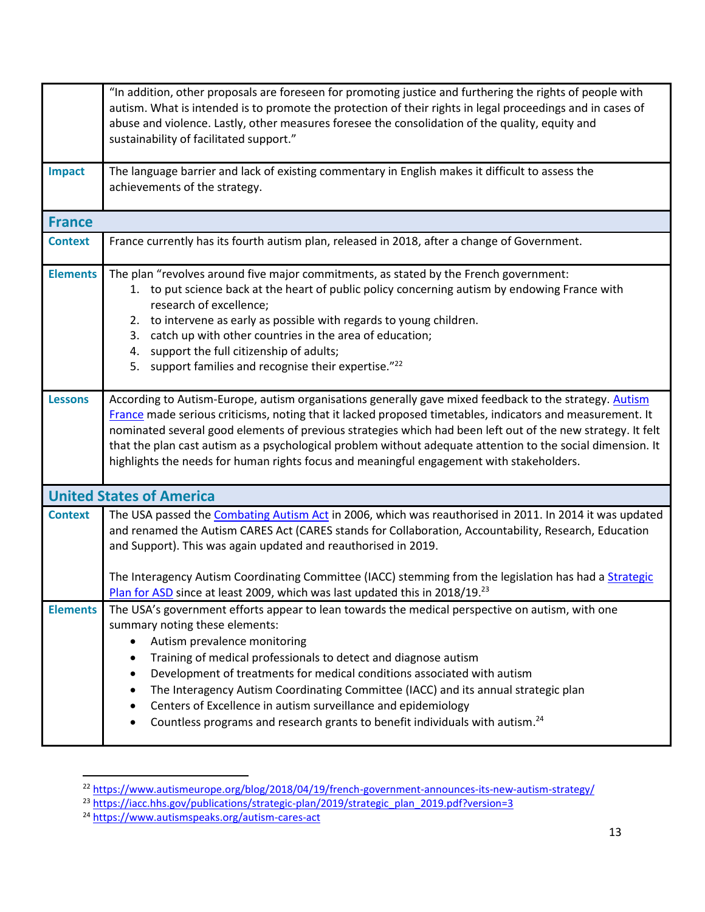| | |
|---|---|
| | "In addition, other proposals are foreseen for promoting justice and furthering the rights of people with autism. What is intended is to promote the protection of their rights in legal proceedings and in cases of abuse and violence. Lastly, other measures foresee the consolidation of the quality, equity and sustainability of facilitated support." |
| **Impact** | The language barrier and lack of existing commentary in English makes it difficult to assess the achievements of the strategy. |
| **France** | |
| **Context** | France currently has its fourth autism plan, released in 2018, after a change of Government. |
| **Elements** | The plan "revolves around five major commitments, as stated by the French government:<br>1. to put science back at the heart of public policy concerning autism by endowing France with research of excellence;<br>2. to intervene as early as possible with regards to young children.<br>3. catch up with other countries in the area of education;<br>4. support the full citizenship of adults;<br>5. support families and recognise their expertise."[22] |
| **Lessons** | According to Autism-Europe, autism organisations generally gave mixed feedback to the strategy. Autism France made serious criticisms, noting that it lacked proposed timetables, indicators and measurement. It nominated several good elements of previous strategies which had been left out of the new strategy. It felt that the plan cast autism as a psychological problem without adequate attention to the social dimension. It highlights the needs for human rights focus and meaningful engagement with stakeholders. |
| **United States of America** | |
| **Context** | The USA passed the Combating Autism Act in 2006, which was reauthorised in 2011. In 2014 it was updated and renamed the Autism CARES Act (CARES stands for Collaboration, Accountability, Research, Education and Support). This was again updated and reauthorised in 2019.<br><br>The Interagency Autism Coordinating Committee (IACC) stemming from the legislation has had a Strategic Plan for ASD since at least 2009, which was last updated this in 2018/19.[23] |
| **Elements** | The USA's government efforts appear to lean towards the medical perspective on autism, with one summary noting these elements:<br>• Autism prevalence monitoring<br>• Training of medical professionals to detect and diagnose autism<br>• Development of treatments for medical conditions associated with autism<br>• The Interagency Autism Coordinating Committee (IACC) and its annual strategic plan<br>• Centers of Excellence in autism surveillance and epidemiology<br>• Countless programs and research grants to benefit individuals with autism.[24] |

[22] https://www.autismeurope.org/blog/2018/04/19/french-government-announces-its-new-autism-strategy/

[23] https://iacc.hhs.gov/publications/strategic-plan/2019/strategic_plan_2019.pdf?version=3

[24] https://www.autismspeaks.org/autism-cares-act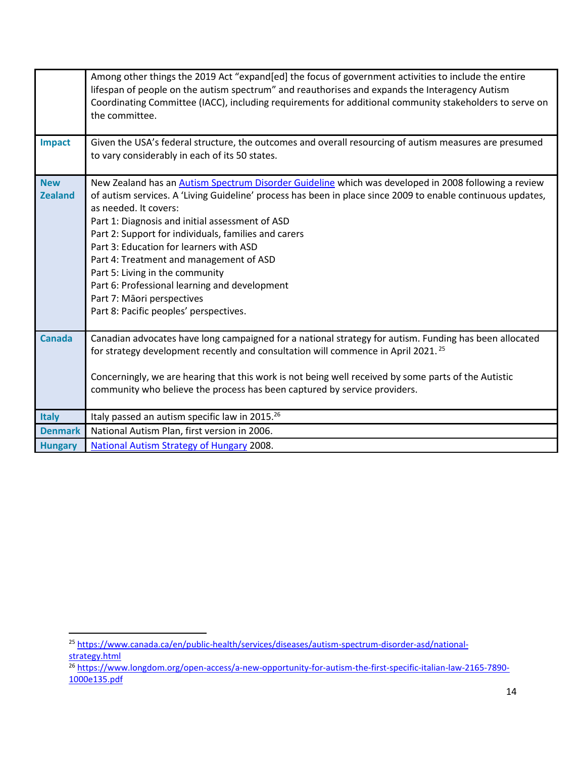| | |
|---|---|
| | Among other things the 2019 Act "expand[ed] the focus of government activities to include the entire lifespan of people on the autism spectrum" and reauthorises and expands the Interagency Autism Coordinating Committee (IACC), including requirements for additional community stakeholders to serve on the committee. |
| **Impact** | Given the USA's federal structure, the outcomes and overall resourcing of autism measures are presumed to vary considerably in each of its 50 states. |
| **New Zealand** | New Zealand has an Autism Spectrum Disorder Guideline which was developed in 2008 following a review of autism services. A 'Living Guideline' process has been in place since 2009 to enable continuous updates, as needed. It covers:<br>Part 1: Diagnosis and initial assessment of ASD<br>Part 2: Support for individuals, families and carers<br>Part 3: Education for learners with ASD<br>Part 4: Treatment and management of ASD<br>Part 5: Living in the community<br>Part 6: Professional learning and development<br>Part 7: Māori perspectives<br>Part 8: Pacific peoples' perspectives. |
| **Canada** | Canadian advocates have long campaigned for a national strategy for autism. Funding has been allocated for strategy development recently and consultation will commence in April 2021.[25]<br><br>Concerningly, we are hearing that this work is not being well received by some parts of the Autistic community who believe the process has been captured by service providers. |
| **Italy** | Italy passed an autism specific law in 2015.[26] |
| **Denmark** | National Autism Plan, first version in 2006. |
| **Hungary** | National Autism Strategy of Hungary 2008. |

[25] https://www.canada.ca/en/public-health/services/diseases/autism-spectrum-disorder-asd/national-strategy.html

[26] https://www.longdom.org/open-access/a-new-opportunity-for-autism-the-first-specific-italian-law-2165-7890-1000e135.pdf